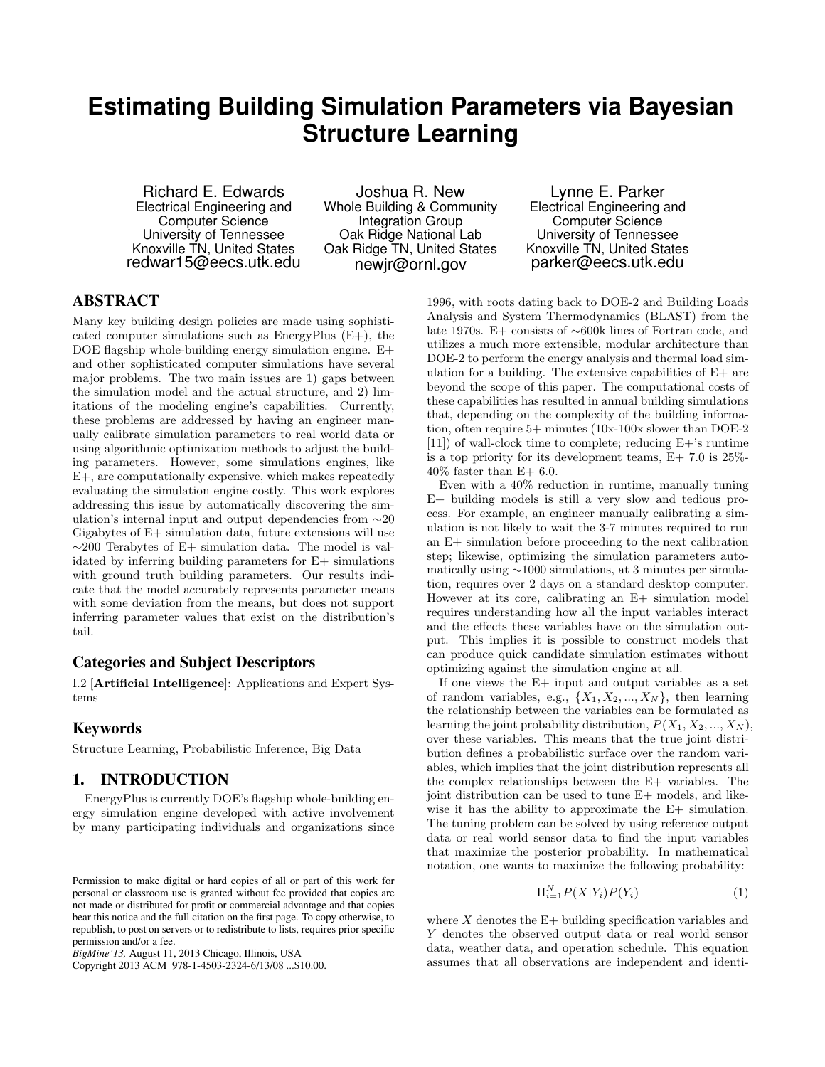# Estimating Building Simulation Parameters via Bayesian Structure Learning

Richard E. Edwards
Electrical Engineering and Computer Science
University of Tennessee
Knoxville TN, United States
redwar15@eecs.utk.edu

Joshua R. New
Whole Building & Community Integration Group
Oak Ridge National Lab
Oak Ridge TN, United States
newjr@ornl.gov

Lynne E. Parker
Electrical Engineering and Computer Science
University of Tennessee
Knoxville TN, United States
parker@eecs.utk.edu

## ABSTRACT

Many key building design policies are made using sophisticated computer simulations such as EnergyPlus (E+), the DOE flagship whole-building energy simulation engine. E+ and other sophisticated computer simulations have several major problems. The two main issues are 1) gaps between the simulation model and the actual structure, and 2) limitations of the modeling engine's capabilities. Currently, these problems are addressed by having an engineer manually calibrate simulation parameters to real world data or using algorithmic optimization methods to adjust the building parameters. However, some simulations engines, like E+, are computationally expensive, which makes repeatedly evaluating the simulation engine costly. This work explores addressing this issue by automatically discovering the simulation's internal input and output dependencies from ∼20 Gigabytes of E+ simulation data, future extensions will use ∼200 Terabytes of E+ simulation data. The model is validated by inferring building parameters for E+ simulations with ground truth building parameters. Our results indicate that the model accurately represents parameter means with some deviation from the means, but does not support inferring parameter values that exist on the distribution's tail.

### Categories and Subject Descriptors

I.2 [**Artificial Intelligence**]: Applications and Expert Systems

### Keywords

Structure Learning, Probabilistic Inference, Big Data

## 1. INTRODUCTION

EnergyPlus is currently DOE's flagship whole-building energy simulation engine developed with active involvement by many participating individuals and organizations since 1996, with roots dating back to DOE-2 and Building Loads Analysis and System Thermodynamics (BLAST) from the late 1970s. E+ consists of ∼600k lines of Fortran code, and utilizes a much more extensible, modular architecture than DOE-2 to perform the energy analysis and thermal load simulation for a building. The extensive capabilities of E+ are beyond the scope of this paper. The computational costs of these capabilities has resulted in annual building simulations that, depending on the complexity of the building information, often require 5+ minutes (10x-100x slower than DOE-2 [11]) of wall-clock time to complete; reducing E+'s runtime is a top priority for its development teams, E+ 7.0 is 25%-40% faster than E+ 6.0.

Even with a 40% reduction in runtime, manually tuning E+ building models is still a very slow and tedious process. For example, an engineer manually calibrating a simulation is not likely to wait the 3-7 minutes required to run an E+ simulation before proceeding to the next calibration step; likewise, optimizing the simulation parameters automatically using ∼1000 simulations, at 3 minutes per simulation, requires over 2 days on a standard desktop computer. However at its core, calibrating an E+ simulation model requires understanding how all the input variables interact and the effects these variables have on the simulation output. This implies it is possible to construct models that can produce quick candidate simulation estimates without optimizing against the simulation engine at all.

If one views the E+ input and output variables as a set of random variables, e.g., $\{X_1, X_2, ..., X_N\}$, then learning the relationship between the variables can be formulated as learning the joint probability distribution, $P(X_1, X_2, ..., X_N)$, over these variables. This means that the true joint distribution defines a probabilistic surface over the random variables, which implies that the joint distribution represents all the complex relationships between the E+ variables. The joint distribution can be used to tune E+ models, and likewise it has the ability to approximate the E+ simulation. The tuning problem can be solved by using reference output data or real world sensor data to find the input variables that maximize the posterior probability. In mathematical notation, one wants to maximize the following probability:

$$\Pi_{i=1}^{N} P(X|Y_i)P(Y_i) \tag{1}$$

where $X$ denotes the E+ building specification variables and $Y$ denotes the observed output data or real world sensor data, weather data, and operation schedule. This equation assumes that all observations are independent and identi-

Permission to make digital or hard copies of all or part of this work for personal or classroom use is granted without fee provided that copies are not made or distributed for profit or commercial advantage and that copies bear this notice and the full citation on the first page. To copy otherwise, to republish, to post on servers or to redistribute to lists, requires prior specific permission and/or a fee.
*BigMine'13,* August 11, 2013 Chicago, Illinois, USA
Copyright 2013 ACM 978-1-4503-2324-6/13/08 ...$10.00.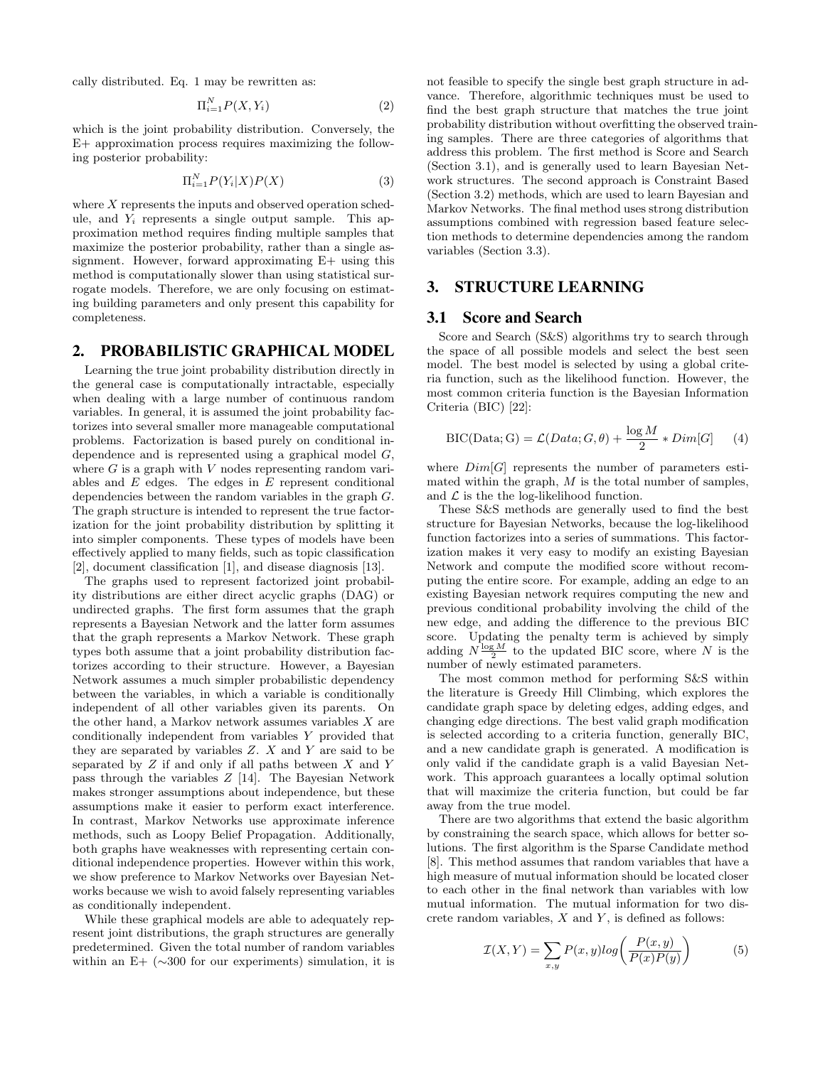cally distributed. Eq. 1 may be rewritten as:

$$\Pi_{i=1}^{N} P(X, Y_i) \tag{2}$$

which is the joint probability distribution. Conversely, the E+ approximation process requires maximizing the following posterior probability:

$$\Pi_{i=1}^{N} P(Y_i|X)P(X) \tag{3}$$

where $X$ represents the inputs and observed operation schedule, and $Y_i$ represents a single output sample. This approximation method requires finding multiple samples that maximize the posterior probability, rather than a single assignment. However, forward approximating E+ using this method is computationally slower than using statistical surrogate models. Therefore, we are only focusing on estimating building parameters and only present this capability for completeness.

## 2. PROBABILISTIC GRAPHICAL MODEL

Learning the true joint probability distribution directly in the general case is computationally intractable, especially when dealing with a large number of continuous random variables. In general, it is assumed the joint probability factorizes into several smaller more manageable computational problems. Factorization is based purely on conditional independence and is represented using a graphical model $G$, where $G$ is a graph with $V$ nodes representing random variables and $E$ edges. The edges in $E$ represent conditional dependencies between the random variables in the graph $G$. The graph structure is intended to represent the true factorization for the joint probability distribution by splitting it into simpler components. These types of models have been effectively applied to many fields, such as topic classification [2], document classification [1], and disease diagnosis [13].

The graphs used to represent factorized joint probability distributions are either direct acyclic graphs (DAG) or undirected graphs. The first form assumes that the graph represents a Bayesian Network and the latter form assumes that the graph represents a Markov Network. These graph types both assume that a joint probability distribution factorizes according to their structure. However, a Bayesian Network assumes a much simpler probabilistic dependency between the variables, in which a variable is conditionally independent of all other variables given its parents. On the other hand, a Markov network assumes variables $X$ are conditionally independent from variables $Y$ provided that they are separated by variables $Z$. $X$ and $Y$ are said to be separated by $Z$ if and only if all paths between $X$ and $Y$ pass through the variables $Z$ [14]. The Bayesian Network makes stronger assumptions about independence, but these assumptions make it easier to perform exact interference. In contrast, Markov Networks use approximate inference methods, such as Loopy Belief Propagation. Additionally, both graphs have weaknesses with representing certain conditional independence properties. However within this work, we show preference to Markov Networks over Bayesian Networks because we wish to avoid falsely representing variables as conditionally independent.

While these graphical models are able to adequately represent joint distributions, the graph structures are generally predetermined. Given the total number of random variables within an E+ (∼300 for our experiments) simulation, it is not feasible to specify the single best graph structure in advance. Therefore, algorithmic techniques must be used to find the best graph structure that matches the true joint probability distribution without overfitting the observed training samples. There are three categories of algorithms that address this problem. The first method is Score and Search (Section 3.1), and is generally used to learn Bayesian Network structures. The second approach is Constraint Based (Section 3.2) methods, which are used to learn Bayesian and Markov Networks. The final method uses strong distribution assumptions combined with regression based feature selection methods to determine dependencies among the random variables (Section 3.3).

## 3. STRUCTURE LEARNING

### 3.1 Score and Search

Score and Search (S&S) algorithms try to search through the space of all possible models and select the best seen model. The best model is selected by using a global criteria function, such as the likelihood function. However, the most common criteria function is the Bayesian Information Criteria (BIC) [22]:

$$\text{BIC(Data; G)} = \mathcal{L}(Data; G, \theta) + \frac{\log M}{2} * Dim[G] \tag{4}$$

where $Dim[G]$ represents the number of parameters estimated within the graph, $M$ is the total number of samples, and $\mathcal{L}$ is the the log-likelihood function.

These S&S methods are generally used to find the best structure for Bayesian Networks, because the log-likelihood function factorizes into a series of summations. This factorization makes it very easy to modify an existing Bayesian Network and compute the modified score without recomputing the entire score. For example, adding an edge to an existing Bayesian network requires computing the new and previous conditional probability involving the child of the new edge, and adding the difference to the previous BIC score. Updating the penalty term is achieved by simply adding $N\frac{\log M}{2}$ to the updated BIC score, where $N$ is the number of newly estimated parameters.

The most common method for performing S&S within the literature is Greedy Hill Climbing, which explores the candidate graph space by deleting edges, adding edges, and changing edge directions. The best valid graph modification is selected according to a criteria function, generally BIC, and a new candidate graph is generated. A modification is only valid if the candidate graph is a valid Bayesian Network. This approach guarantees a locally optimal solution that will maximize the criteria function, but could be far away from the true model.

There are two algorithms that extend the basic algorithm by constraining the search space, which allows for better solutions. The first algorithm is the Sparse Candidate method [8]. This method assumes that random variables that have a high measure of mutual information should be located closer to each other in the final network than variables with low mutual information. The mutual information for two discrete random variables, $X$ and $Y$, is defined as follows:

$$\mathcal{I}(X, Y) = \sum_{x,y} P(x, y) log\left(\frac{P(x, y)}{P(x)P(y)}\right) \tag{5}$$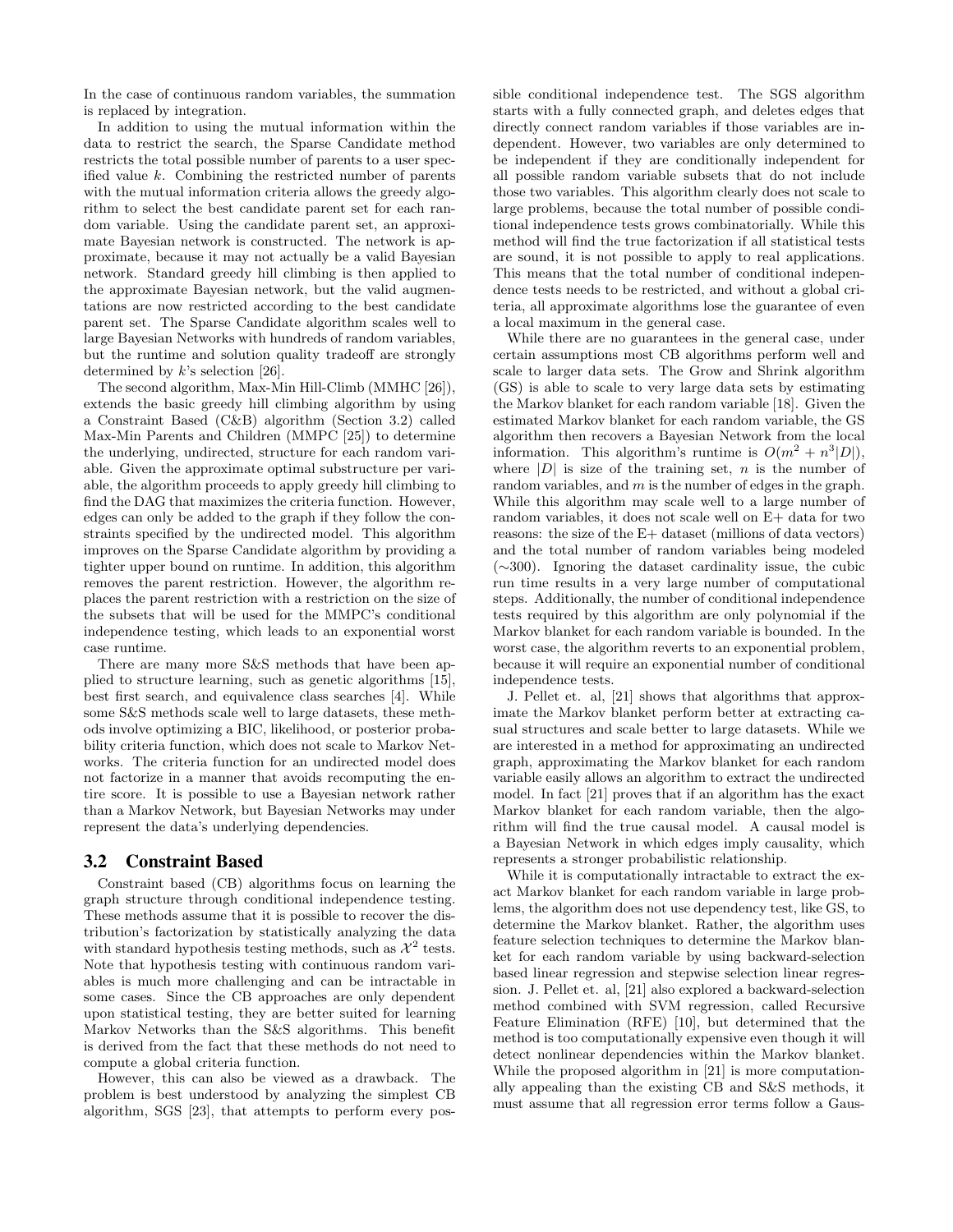In the case of continuous random variables, the summation is replaced by integration.

In addition to using the mutual information within the data to restrict the search, the Sparse Candidate method restricts the total possible number of parents to a user specified value $k$. Combining the restricted number of parents with the mutual information criteria allows the greedy algorithm to select the best candidate parent set for each random variable. Using the candidate parent set, an approximate Bayesian network is constructed. The network is approximate, because it may not actually be a valid Bayesian network. Standard greedy hill climbing is then applied to the approximate Bayesian network, but the valid augmentations are now restricted according to the best candidate parent set. The Sparse Candidate algorithm scales well to large Bayesian Networks with hundreds of random variables, but the runtime and solution quality tradeoff are strongly determined by $k$'s selection [26].

The second algorithm, Max-Min Hill-Climb (MMHC [26]), extends the basic greedy hill climbing algorithm by using a Constraint Based (C&B) algorithm (Section 3.2) called Max-Min Parents and Children (MMPC [25]) to determine the underlying, undirected, structure for each random variable. Given the approximate optimal substructure per variable, the algorithm proceeds to apply greedy hill climbing to find the DAG that maximizes the criteria function. However, edges can only be added to the graph if they follow the constraints specified by the undirected model. This algorithm improves on the Sparse Candidate algorithm by providing a tighter upper bound on runtime. In addition, this algorithm removes the parent restriction. However, the algorithm replaces the parent restriction with a restriction on the size of the subsets that will be used for the MMPC's conditional independence testing, which leads to an exponential worst case runtime.

There are many more S&S methods that have been applied to structure learning, such as genetic algorithms [15], best first search, and equivalence class searches [4]. While some S&S methods scale well to large datasets, these methods involve optimizing a BIC, likelihood, or posterior probability criteria function, which does not scale to Markov Networks. The criteria function for an undirected model does not factorize in a manner that avoids recomputing the entire score. It is possible to use a Bayesian network rather than a Markov Network, but Bayesian Networks may under represent the data's underlying dependencies.

## 3.2 Constraint Based

Constraint based (CB) algorithms focus on learning the graph structure through conditional independence testing. These methods assume that it is possible to recover the distribution's factorization by statistically analyzing the data with standard hypothesis testing methods, such as $\mathcal{X}^2$ tests. Note that hypothesis testing with continuous random variables is much more challenging and can be intractable in some cases. Since the CB approaches are only dependent upon statistical testing, they are better suited for learning Markov Networks than the S&S algorithms. This benefit is derived from the fact that these methods do not need to compute a global criteria function.

However, this can also be viewed as a drawback. The problem is best understood by analyzing the simplest CB algorithm, SGS [23], that attempts to perform every possible conditional independence test. The SGS algorithm starts with a fully connected graph, and deletes edges that directly connect random variables if those variables are independent. However, two variables are only determined to be independent if they are conditionally independent for all possible random variable subsets that do not include those two variables. This algorithm clearly does not scale to large problems, because the total number of possible conditional independence tests grows combinatorially. While this method will find the true factorization if all statistical tests are sound, it is not possible to apply to real applications. This means that the total number of conditional independence tests needs to be restricted, and without a global criteria, all approximate algorithms lose the guarantee of even a local maximum in the general case.

While there are no guarantees in the general case, under certain assumptions most CB algorithms perform well and scale to larger data sets. The Grow and Shrink algorithm (GS) is able to scale to very large data sets by estimating the Markov blanket for each random variable [18]. Given the estimated Markov blanket for each random variable, the GS algorithm then recovers a Bayesian Network from the local information. This algorithm's runtime is $O(m^2 + n^3|D|)$, where $|D|$ is size of the training set, $n$ is the number of random variables, and $m$ is the number of edges in the graph. While this algorithm may scale well to a large number of random variables, it does not scale well on E+ data for two reasons: the size of the E+ dataset (millions of data vectors) and the total number of random variables being modeled ($\sim$300). Ignoring the dataset cardinality issue, the cubic run time results in a very large number of computational steps. Additionally, the number of conditional independence tests required by this algorithm are only polynomial if the Markov blanket for each random variable is bounded. In the worst case, the algorithm reverts to an exponential problem, because it will require an exponential number of conditional independence tests.

J. Pellet et. al, [21] shows that algorithms that approximate the Markov blanket perform better at extracting casual structures and scale better to large datasets. While we are interested in a method for approximating an undirected graph, approximating the Markov blanket for each random variable easily allows an algorithm to extract the undirected model. In fact [21] proves that if an algorithm has the exact Markov blanket for each random variable, then the algorithm will find the true causal model. A causal model is a Bayesian Network in which edges imply causality, which represents a stronger probabilistic relationship.

While it is computationally intractable to extract the exact Markov blanket for each random variable in large problems, the algorithm does not use dependency test, like GS, to determine the Markov blanket. Rather, the algorithm uses feature selection techniques to determine the Markov blanket for each random variable by using backward-selection based linear regression and stepwise selection linear regression. J. Pellet et. al, [21] also explored a backward-selection method combined with SVM regression, called Recursive Feature Elimination (RFE) [10], but determined that the method is too computationally expensive even though it will detect nonlinear dependencies within the Markov blanket. While the proposed algorithm in [21] is more computationally appealing than the existing CB and S&S methods, it must assume that all regression error terms follow a Gaus-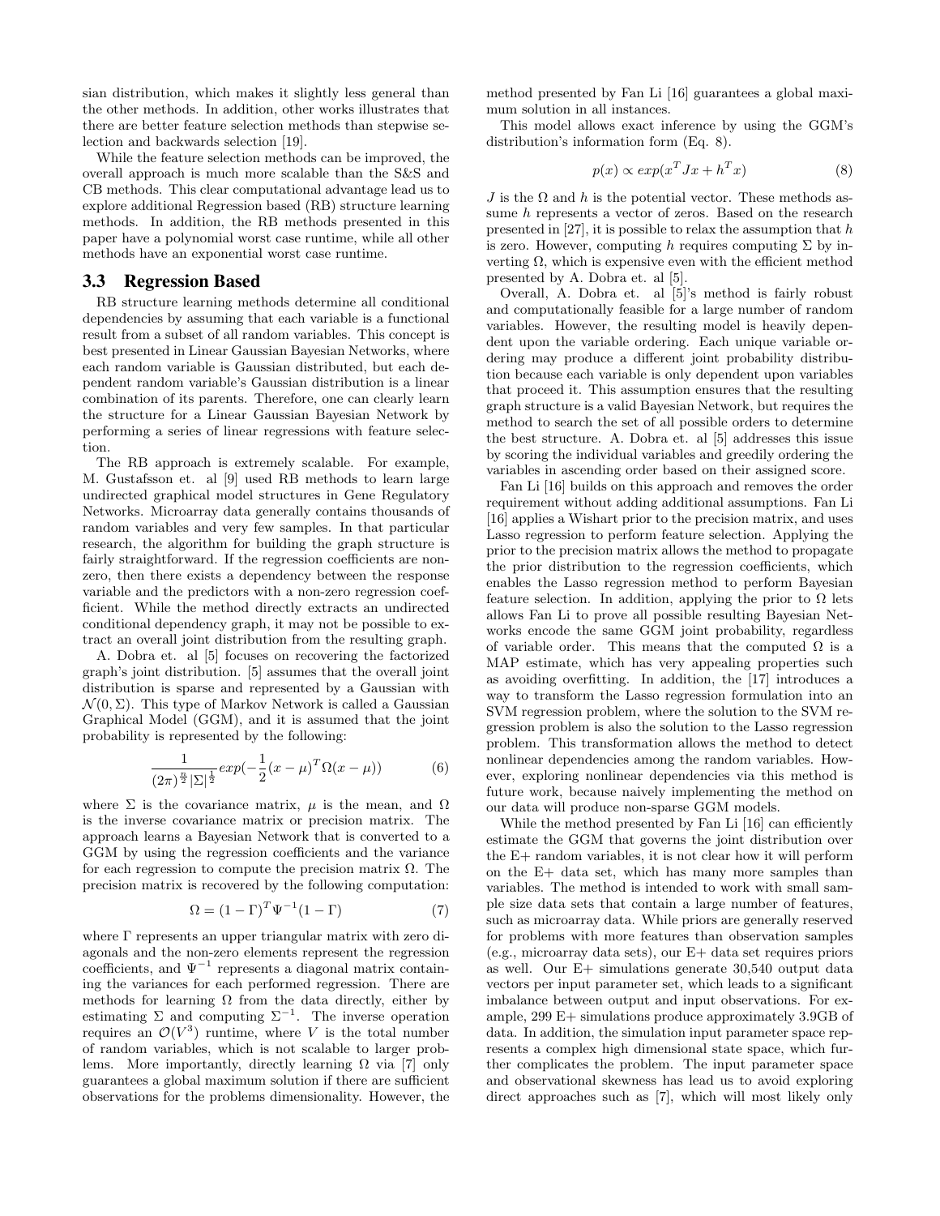sian distribution, which makes it slightly less general than the other methods. In addition, other works illustrates that there are better feature selection methods than stepwise selection and backwards selection [19].

While the feature selection methods can be improved, the overall approach is much more scalable than the S&S and CB methods. This clear computational advantage lead us to explore additional Regression based (RB) structure learning methods. In addition, the RB methods presented in this paper have a polynomial worst case runtime, while all other methods have an exponential worst case runtime.

### 3.3 Regression Based

RB structure learning methods determine all conditional dependencies by assuming that each variable is a functional result from a subset of all random variables. This concept is best presented in Linear Gaussian Bayesian Networks, where each random variable is Gaussian distributed, but each dependent random variable's Gaussian distribution is a linear combination of its parents. Therefore, one can clearly learn the structure for a Linear Gaussian Bayesian Network by performing a series of linear regressions with feature selection.

The RB approach is extremely scalable. For example, M. Gustafsson et. al [9] used RB methods to learn large undirected graphical model structures in Gene Regulatory Networks. Microarray data generally contains thousands of random variables and very few samples. In that particular research, the algorithm for building the graph structure is fairly straightforward. If the regression coefficients are nonzero, then there exists a dependency between the response variable and the predictors with a non-zero regression coefficient. While the method directly extracts an undirected conditional dependency graph, it may not be possible to extract an overall joint distribution from the resulting graph.

A. Dobra et. al [5] focuses on recovering the factorized graph's joint distribution. [5] assumes that the overall joint distribution is sparse and represented by a Gaussian with $\mathcal{N}(0, \Sigma)$. This type of Markov Network is called a Gaussian Graphical Model (GGM), and it is assumed that the joint probability is represented by the following:

$$\frac{1}{(2\pi)^{\frac{n}{2}}|\Sigma|^{\frac{1}{2}}}exp(-\frac{1}{2}(x-\mu)^T\Omega(x-\mu)) \tag{6}$$

where $\Sigma$ is the covariance matrix, $\mu$ is the mean, and $\Omega$ is the inverse covariance matrix or precision matrix. The approach learns a Bayesian Network that is converted to a GGM by using the regression coefficients and the variance for each regression to compute the precision matrix $\Omega$. The precision matrix is recovered by the following computation:

$$\Omega = (1-\Gamma)^T\Psi^{-1}(1-\Gamma) \tag{7}$$

where $\Gamma$ represents an upper triangular matrix with zero diagonals and the non-zero elements represent the regression coefficients, and $\Psi^{-1}$ represents a diagonal matrix containing the variances for each performed regression. There are methods for learning $\Omega$ from the data directly, either by estimating $\Sigma$ and computing $\Sigma^{-1}$. The inverse operation requires an $\mathcal{O}(V^3)$ runtime, where $V$ is the total number of random variables, which is not scalable to larger problems. More importantly, directly learning $\Omega$ via [7] only guarantees a global maximum solution if there are sufficient observations for the problems dimensionality. However, the method presented by Fan Li [16] guarantees a global maximum solution in all instances.

This model allows exact inference by using the GGM's distribution's information form (Eq. 8).

$$p(x) \propto exp(x^TJx + h^Tx) \tag{8}$$

$J$ is the $\Omega$ and $h$ is the potential vector. These methods assume $h$ represents a vector of zeros. Based on the research presented in [27], it is possible to relax the assumption that $h$ is zero. However, computing $h$ requires computing $\Sigma$ by inverting $\Omega$, which is expensive even with the efficient method presented by A. Dobra et. al [5].

Overall, A. Dobra et. al [5]'s method is fairly robust and computationally feasible for a large number of random variables. However, the resulting model is heavily dependent upon the variable ordering. Each unique variable ordering may produce a different joint probability distribution because each variable is only dependent upon variables that proceed it. This assumption ensures that the resulting graph structure is a valid Bayesian Network, but requires the method to search the set of all possible orders to determine the best structure. A. Dobra et. al [5] addresses this issue by scoring the individual variables and greedily ordering the variables in ascending order based on their assigned score.

Fan Li [16] builds on this approach and removes the order requirement without adding additional assumptions. Fan Li [16] applies a Wishart prior to the precision matrix, and uses Lasso regression to perform feature selection. Applying the prior to the precision matrix allows the method to propagate the prior distribution to the regression coefficients, which enables the Lasso regression method to perform Bayesian feature selection. In addition, applying the prior to $\Omega$ lets allows Fan Li to prove all possible resulting Bayesian Networks encode the same GGM joint probability, regardless of variable order. This means that the computed $\Omega$ is a MAP estimate, which has very appealing properties such as avoiding overfitting. In addition, the [17] introduces a way to transform the Lasso regression formulation into an SVM regression problem, where the solution to the SVM regression problem is also the solution to the Lasso regression problem. This transformation allows the method to detect nonlinear dependencies among the random variables. However, exploring nonlinear dependencies via this method is future work, because naively implementing the method on our data will produce non-sparse GGM models.

While the method presented by Fan Li [16] can efficiently estimate the GGM that governs the joint distribution over the E+ random variables, it is not clear how it will perform on the E+ data set, which has many more samples than variables. The method is intended to work with small sample size data sets that contain a large number of features, such as microarray data. While priors are generally reserved for problems with more features than observation samples (e.g., microarray data sets), our E+ data set requires priors as well. Our E+ simulations generate 30,540 output data vectors per input parameter set, which leads to a significant imbalance between output and input observations. For example, 299 E+ simulations produce approximately 3.9GB of data. In addition, the simulation input parameter space represents a complex high dimensional state space, which further complicates the problem. The input parameter space and observational skewness has lead us to avoid exploring direct approaches such as [7], which will most likely only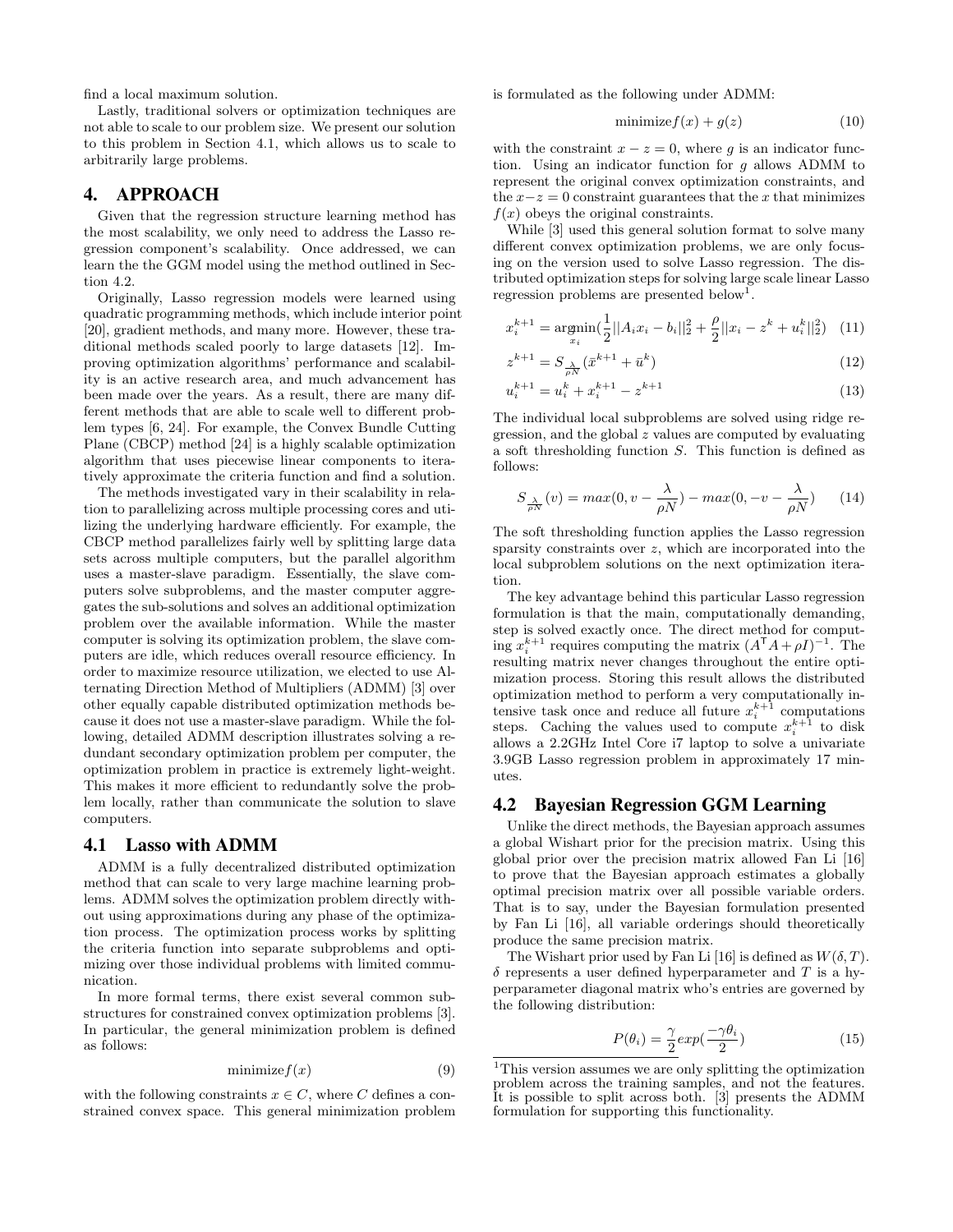find a local maximum solution.

Lastly, traditional solvers or optimization techniques are not able to scale to our problem size. We present our solution to this problem in Section 4.1, which allows us to scale to arbitrarily large problems.

# 4. APPROACH

Given that the regression structure learning method has the most scalability, we only need to address the Lasso regression component's scalability. Once addressed, we can learn the the GGM model using the method outlined in Section 4.2.

Originally, Lasso regression models were learned using quadratic programming methods, which include interior point [20], gradient methods, and many more. However, these traditional methods scaled poorly to large datasets [12]. Improving optimization algorithms' performance and scalability is an active research area, and much advancement has been made over the years. As a result, there are many different methods that are able to scale well to different problem types [6, 24]. For example, the Convex Bundle Cutting Plane (CBCP) method [24] is a highly scalable optimization algorithm that uses piecewise linear components to iteratively approximate the criteria function and find a solution.

The methods investigated vary in their scalability in relation to parallelizing across multiple processing cores and utilizing the underlying hardware efficiently. For example, the CBCP method parallelizes fairly well by splitting large data sets across multiple computers, but the parallel algorithm uses a master-slave paradigm. Essentially, the slave computers solve subproblems, and the master computer aggregates the sub-solutions and solves an additional optimization problem over the available information. While the master computer is solving its optimization problem, the slave computers are idle, which reduces overall resource efficiency. In order to maximize resource utilization, we elected to use Alternating Direction Method of Multipliers (ADMM) [3] over other equally capable distributed optimization methods because it does not use a master-slave paradigm. While the following, detailed ADMM description illustrates solving a redundant secondary optimization problem per computer, the optimization problem in practice is extremely light-weight. This makes it more efficient to redundantly solve the problem locally, rather than communicate the solution to slave computers.

## 4.1 Lasso with ADMM

ADMM is a fully decentralized distributed optimization method that can scale to very large machine learning problems. ADMM solves the optimization problem directly without using approximations during any phase of the optimization process. The optimization process works by splitting the criteria function into separate subproblems and optimizing over those individual problems with limited communication.

In more formal terms, there exist several common substructures for constrained convex optimization problems [3]. In particular, the general minimization problem is defined as follows:

$$\text{minimize} f(x) \tag{9}$$

with the following constraints $x \in C$, where $C$ defines a constrained convex space. This general minimization problem is formulated as the following under ADMM:

$$\text{minimize} f(x) + g(z) \tag{10}$$

with the constraint $x - z = 0$, where $g$ is an indicator function. Using an indicator function for $g$ allows ADMM to represent the original convex optimization constraints, and the $x - z = 0$ constraint guarantees that the $x$ that minimizes $f(x)$ obeys the original constraints.

While [3] used this general solution format to solve many different convex optimization problems, we are only focusing on the version used to solve Lasso regression. The distributed optimization steps for solving large scale linear Lasso regression problems are presented below[1].

$$x_i^{k+1} = \underset{x_i}{\operatorname{argmin}}(\frac{1}{2}||A_i x_i - b_i||_2^2 + \frac{\rho}{2}||x_i - z^k + u_i^k||_2^2) \tag{11}$$

$$z^{k+1} = S_{\frac{\lambda}{\rho N}}(\bar{x}^{k+1} + \bar{u}^k) \tag{12}$$

$$u_i^{k+1} = u_i^k + x_i^{k+1} - z^{k+1} \tag{13}$$

The individual local subproblems are solved using ridge regression, and the global $z$ values are computed by evaluating a soft thresholding function $S$. This function is defined as follows:

$$S_{\frac{\lambda}{\rho N}}(v) = max(0, v - \frac{\lambda}{\rho N}) - max(0, -v - \frac{\lambda}{\rho N}) \tag{14}$$

The soft thresholding function applies the Lasso regression sparsity constraints over $z$, which are incorporated into the local subproblem solutions on the next optimization iteration.

The key advantage behind this particular Lasso regression formulation is that the main, computationally demanding, step is solved exactly once. The direct method for computing $x_i^{k+1}$ requires computing the matrix $(A^\intercal A + \rho I)^{-1}$. The resulting matrix never changes throughout the entire optimization process. Storing this result allows the distributed optimization method to perform a very computationally intensive task once and reduce all future $x_i^{k+1}$ computations steps. Caching the values used to compute $x_i^{k+1}$ to disk allows a 2.2GHz Intel Core i7 laptop to solve a univariate 3.9GB Lasso regression problem in approximately 17 minutes.

## 4.2 Bayesian Regression GGM Learning

Unlike the direct methods, the Bayesian approach assumes a global Wishart prior for the precision matrix. Using this global prior over the precision matrix allowed Fan Li [16] to prove that the Bayesian approach estimates a globally optimal precision matrix over all possible variable orders. That is to say, under the Bayesian formulation presented by Fan Li [16], all variable orderings should theoretically produce the same precision matrix.

The Wishart prior used by Fan Li [16] is defined as $W(\delta, T)$. $\delta$ represents a user defined hyperparameter and $T$ is a hyperparameter diagonal matrix who's entries are governed by the following distribution:

$$P(\theta_i) = \frac{\gamma}{2} exp(\frac{-\gamma\theta_i}{2}) \tag{15}$$

[1] This version assumes we are only splitting the optimization problem across the training samples, and not the features. It is possible to split across both. [3] presents the ADMM formulation for supporting this functionality.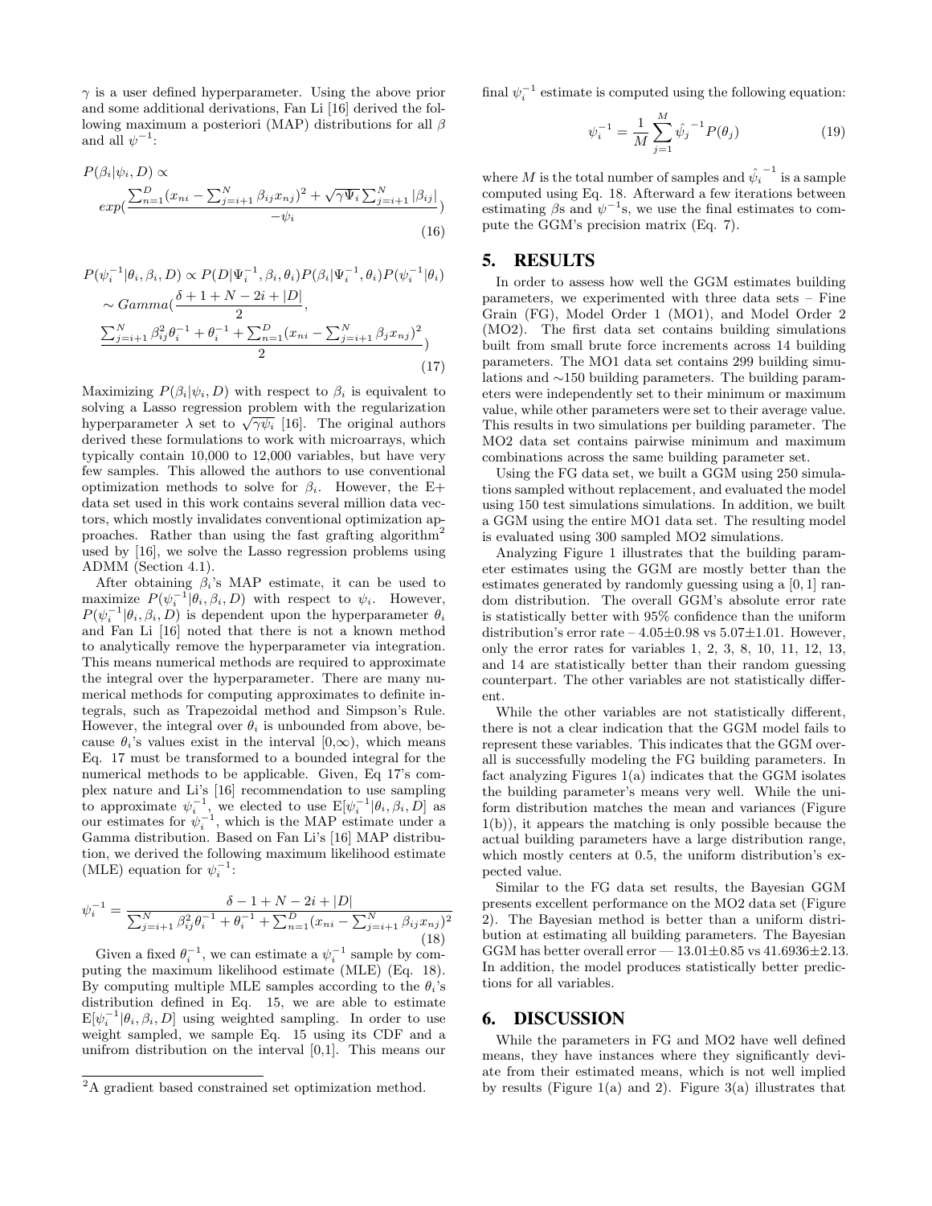$\gamma$ is a user defined hyperparameter. Using the above prior and some additional derivations, Fan Li [16] derived the following maximum a posteriori (MAP) distributions for all $\beta$ and all $\psi^{-1}$:

$$P(\beta_i|\psi_i, D) \propto exp(\frac{\sum_{n=1}^{D}(x_{ni} - \sum_{j=i+1}^{N}\beta_{ij}x_{nj})^2 + \sqrt{\gamma\Psi_i}\sum_{j=i+1}^{N}|\beta_{ij}|}{-\psi_i}) \tag{16}$$

$$P(\psi_i^{-1}|\theta_i, \beta_i, D) \propto P(D|\Psi_i^{-1}, \beta_i, \theta_i)P(\beta_i|\Psi_i^{-1}, \theta_i)P(\psi_i^{-1}|\theta_i)$$
$$\sim Gamma(\frac{\delta + 1 + N - 2i + |D|}{2}, \frac{\sum_{j=i+1}^{N}\beta_{ij}^2\theta_i^{-1} + \theta_i^{-1} + \sum_{n=1}^{D}(x_{ni} - \sum_{j=i+1}^{N}\beta_j x_{nj})^2}{2}) \tag{17}$$

Maximizing $P(\beta_i|\psi_i, D)$ with respect to $\beta_i$ is equivalent to solving a Lasso regression problem with the regularization hyperparameter $\lambda$ set to $\sqrt{\gamma\psi_i}$ [16]. The original authors derived these formulations to work with microarrays, which typically contain 10,000 to 12,000 variables, but have very few samples. This allowed the authors to use conventional optimization methods to solve for $\beta_i$. However, the E+ data set used in this work contains several million data vectors, which mostly invalidates conventional optimization approaches. Rather than using the fast grafting algorithm[2] used by [16], we solve the Lasso regression problems using ADMM (Section 4.1).

After obtaining $\beta_i$'s MAP estimate, it can be used to maximize $P(\psi_i^{-1}|\theta_i, \beta_i, D)$ with respect to $\psi_i$. However, $P(\psi_i^{-1}|\theta_i, \beta_i, D)$ is dependent upon the hyperparameter $\theta_i$ and Fan Li [16] noted that there is not a known method to analytically remove the hyperparameter via integration. This means numerical methods are required to approximate the integral over the hyperparameter. There are many numerical methods for computing approximates to definite integrals, such as Trapezoidal method and Simpson's Rule. However, the integral over $\theta_i$ is unbounded from above, because $\theta_i$'s values exist in the interval $[0,\infty)$, which means Eq. 17 must be transformed to a bounded integral for the numerical methods to be applicable. Given, Eq 17's complex nature and Li's [16] recommendation to use sampling to approximate $\psi_i^{-1}$, we elected to use $E[\psi_i^{-1}|\theta_i, \beta_i, D]$ as our estimates for $\psi_i^{-1}$, which is the MAP estimate under a Gamma distribution. Based on Fan Li's [16] MAP distribution, we derived the following maximum likelihood estimate (MLE) equation for $\psi_i^{-1}$:

$$\psi_i^{-1} = \frac{\delta - 1 + N - 2i + |D|}{\sum_{j=i+1}^{N}\beta_{ij}^2\theta_i^{-1} + \theta_i^{-1} + \sum_{n=1}^{D}(x_{ni} - \sum_{j=i+1}^{N}\beta_{ij}x_{nj})^2} \tag{18}$$

Given a fixed $\theta_i^{-1}$, we can estimate a $\psi_i^{-1}$ sample by computing the maximum likelihood estimate (MLE) (Eq. 18). By computing multiple MLE samples according to the $\theta_i$'s distribution defined in Eq. 15, we are able to estimate $E[\psi_i^{-1}|\theta_i, \beta_i, D]$ using weighted sampling. In order to use weight sampled, we sample Eq. 15 using its CDF and a unifrom distribution on the interval [0,1]. This means our final $\psi_i^{-1}$ estimate is computed using the following equation:

$$\psi_i^{-1} = \frac{1}{M}\sum_{j=1}^{M}\hat{\psi_j}^{-1}P(\theta_j) \tag{19}$$

where $M$ is the total number of samples and $\hat{\psi_i}^{-1}$ is a sample computed using Eq. 18. Afterward a few iterations between estimating $\beta$s and $\psi^{-1}$s, we use the final estimates to compute the GGM's precision matrix (Eq. 7).

## 5. RESULTS

In order to assess how well the GGM estimates building parameters, we experimented with three data sets – Fine Grain (FG), Model Order 1 (MO1), and Model Order 2 (MO2). The first data set contains building simulations built from small brute force increments across 14 building parameters. The MO1 data set contains 299 building simulations and ∼150 building parameters. The building parameters were independently set to their minimum or maximum value, while other parameters were set to their average value. This results in two simulations per building parameter. The MO2 data set contains pairwise minimum and maximum combinations across the same building parameter set.

Using the FG data set, we built a GGM using 250 simulations sampled without replacement, and evaluated the model using 150 test simulations simulations. In addition, we built a GGM using the entire MO1 data set. The resulting model is evaluated using 300 sampled MO2 simulations.

Analyzing Figure 1 illustrates that the building parameter estimates using the GGM are mostly better than the estimates generated by randomly guessing using a [0, 1] random distribution. The overall GGM's absolute error rate is statistically better with 95% confidence than the uniform distribution's error rate – 4.05±0.98 vs 5.07±1.01. However, only the error rates for variables 1, 2, 3, 8, 10, 11, 12, 13, and 14 are statistically better than their random guessing counterpart. The other variables are not statistically different.

While the other variables are not statistically different, there is not a clear indication that the GGM model fails to represent these variables. This indicates that the GGM overall is successfully modeling the FG building parameters. In fact analyzing Figures 1(a) indicates that the GGM isolates the building parameter's means very well. While the uniform distribution matches the mean and variances (Figure 1(b)), it appears the matching is only possible because the actual building parameters have a large distribution range, which mostly centers at 0.5, the uniform distribution's expected value.

Similar to the FG data set results, the Bayesian GGM presents excellent performance on the MO2 data set (Figure 2). The Bayesian method is better than a uniform distribution at estimating all building parameters. The Bayesian GGM has better overall error — 13.01±0.85 vs 41.6936±2.13. In addition, the model produces statistically better predictions for all variables.

## 6. DISCUSSION

While the parameters in FG and MO2 have well defined means, they have instances where they significantly deviate from their estimated means, which is not well implied by results (Figure 1(a) and 2). Figure 3(a) illustrates that

[2] A gradient based constrained set optimization method.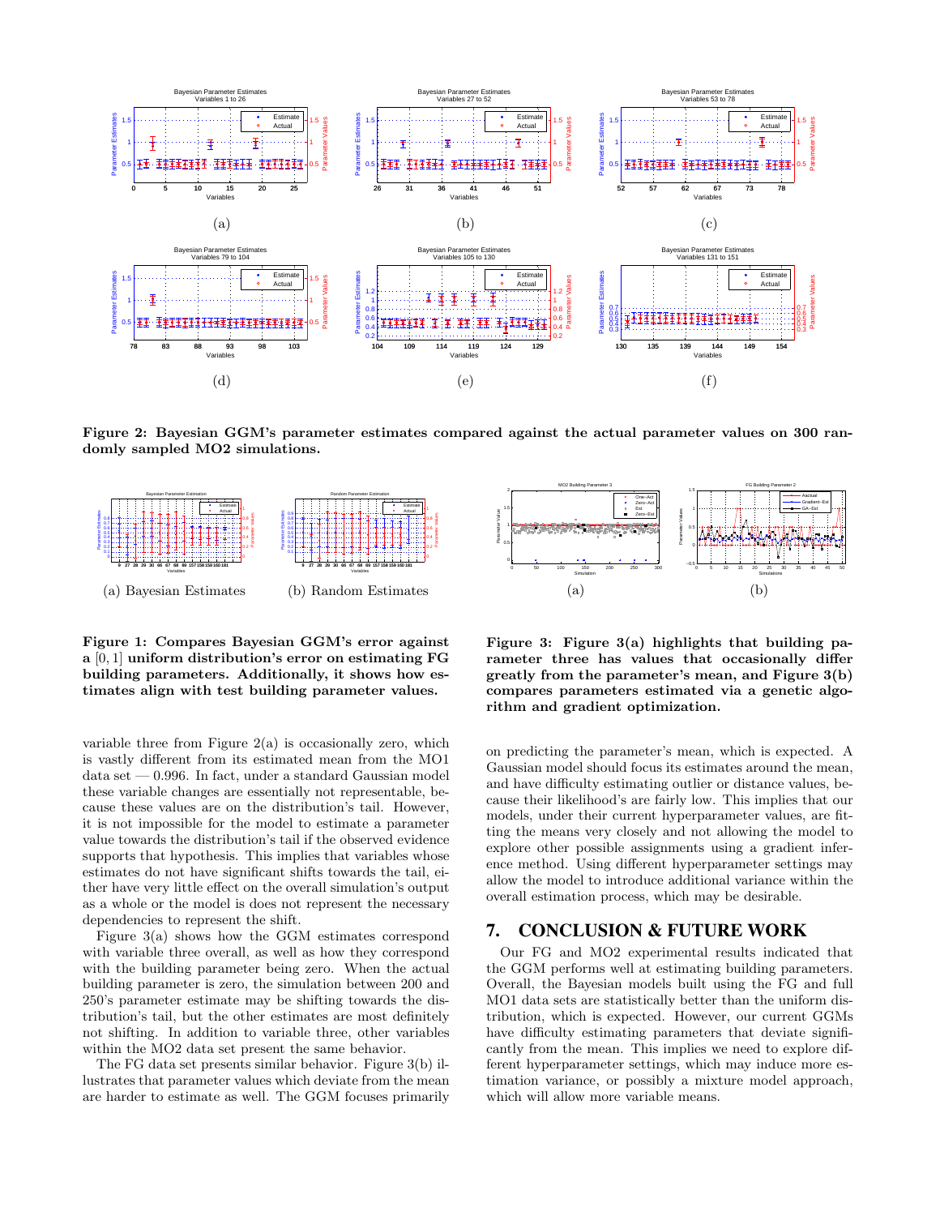Figure 2: **Bayesian GGM's parameter estimates compared against the actual parameter values on 300 randomly sampled MO2 simulations.**

(a) Bayesian Estimates (b) Random Estimates

**Figure 1: Compares Bayesian GGM's error against a $[0, 1]$ uniform distribution's error on estimating FG building parameters. Additionally, it shows how estimates align with test building parameter values.**

**Figure 3: Figure 3(a) highlights that building parameter three has values that occasionally differ greatly from the parameter's mean, and Figure 3(b) compares parameters estimated via a genetic algorithm and gradient optimization.**

variable three from Figure 2(a) is occasionally zero, which is vastly different from its estimated mean from the MO1 data set — 0.996. In fact, under a standard Gaussian model these variable changes are essentially not representable, because these values are on the distribution's tail. However, it is not impossible for the model to estimate a parameter value towards the distribution's tail if the observed evidence supports that hypothesis. This implies that variables whose estimates do not have significant shifts towards the tail, either have very little effect on the overall simulation's output as a whole or the model is does not represent the necessary dependencies to represent the shift.

Figure 3(a) shows how the GGM estimates correspond with variable three overall, as well as how they correspond with the building parameter being zero. When the actual building parameter is zero, the simulation between 200 and 250's parameter estimate may be shifting towards the distribution's tail, but the other estimates are most definitely not shifting. In addition to variable three, other variables within the MO2 data set present the same behavior.

The FG data set presents similar behavior. Figure 3(b) illustrates that parameter values which deviate from the mean are harder to estimate as well. The GGM focuses primarily on predicting the parameter's mean, which is expected. A Gaussian model should focus its estimates around the mean, and have difficulty estimating outlier or distance values, because their likelihood's are fairly low. This implies that our models, under their current hyperparameter values, are fitting the means very closely and not allowing the model to explore other possible assignments using a gradient inference method. Using different hyperparameter settings may allow the model to introduce additional variance within the overall estimation process, which may be desirable.

## 7. CONCLUSION & FUTURE WORK

Our FG and MO2 experimental results indicated that the GGM performs well at estimating building parameters. Overall, the Bayesian models built using the FG and full MO1 data sets are statistically better than the uniform distribution, which is expected. However, our current GGMs have difficulty estimating parameters that deviate significantly from the mean. This implies we need to explore different hyperparameter settings, which may induce more estimation variance, or possibly a mixture model approach, which will allow more variable means.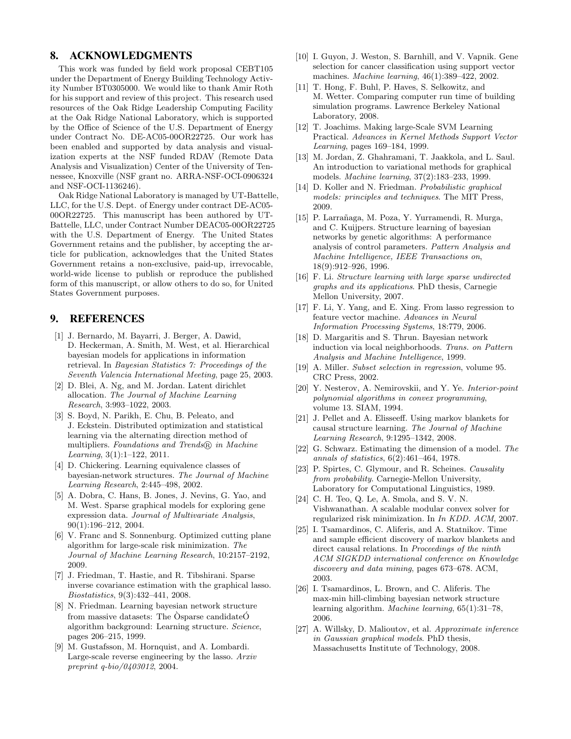## 8. ACKNOWLEDGMENTS

This work was funded by field work proposal CEBT105 under the Department of Energy Building Technology Activity Number BT0305000. We would like to thank Amir Roth for his support and review of this project. This research used resources of the Oak Ridge Leadership Computing Facility at the Oak Ridge National Laboratory, which is supported by the Office of Science of the U.S. Department of Energy under Contract No. DE-AC05-00OR22725. Our work has been enabled and supported by data analysis and visualization experts at the NSF funded RDAV (Remote Data Analysis and Visualization) Center of the University of Tennessee, Knoxville (NSF grant no. ARRA-NSF-OCI-0906324 and NSF-OCI-1136246).

Oak Ridge National Laboratory is managed by UT-Battelle, LLC, for the U.S. Dept. of Energy under contract DE-AC05-00OR22725. This manuscript has been authored by UT-Battelle, LLC, under Contract Number DEAC05-00OR22725 with the U.S. Department of Energy. The United States Government retains and the publisher, by accepting the article for publication, acknowledges that the United States Government retains a non-exclusive, paid-up, irrevocable, world-wide license to publish or reproduce the published form of this manuscript, or allow others to do so, for United States Government purposes.

## 9. REFERENCES

[1] J. Bernardo, M. Bayarri, J. Berger, A. Dawid, D. Heckerman, A. Smith, M. West, et al. Hierarchical bayesian models for applications in information retrieval. In *Bayesian Statistics 7: Proceedings of the Seventh Valencia International Meeting*, page 25, 2003.

[2] D. Blei, A. Ng, and M. Jordan. Latent dirichlet allocation. *The Journal of Machine Learning Research*, 3:993–1022, 2003.

[3] S. Boyd, N. Parikh, E. Chu, B. Peleato, and J. Eckstein. Distributed optimization and statistical learning via the alternating direction method of multipliers. *Foundations and Trends® in Machine Learning*, 3(1):1–122, 2011.

[4] D. Chickering. Learning equivalence classes of bayesian-network structures. *The Journal of Machine Learning Research*, 2:445–498, 2002.

[5] A. Dobra, C. Hans, B. Jones, J. Nevins, G. Yao, and M. West. Sparse graphical models for exploring gene expression data. *Journal of Multivariate Analysis*, 90(1):196–212, 2004.

[6] V. Franc and S. Sonnenburg. Optimized cutting plane algorithm for large-scale risk minimization. *The Journal of Machine Learning Research*, 10:2157–2192, 2009.

[7] J. Friedman, T. Hastie, and R. Tibshirani. Sparse inverse covariance estimation with the graphical lasso. *Biostatistics*, 9(3):432–441, 2008.

[8] N. Friedman. Learning bayesian network structure from massive datasets: The Òsparse candidateÓ algorithm background: Learning structure. *Science*, pages 206–215, 1999.

[9] M. Gustafsson, M. Hornquist, and A. Lombardi. Large-scale reverse engineering by the lasso. *Arxiv preprint q-bio/0403012*, 2004.

[10] I. Guyon, J. Weston, S. Barnhill, and V. Vapnik. Gene selection for cancer classification using support vector machines. *Machine learning*, 46(1):389–422, 2002.

[11] T. Hong, F. Buhl, P. Haves, S. Selkowitz, and M. Wetter. Comparing computer run time of building simulation programs. Lawrence Berkeley National Laboratory, 2008.

[12] T. Joachims. Making large-Scale SVM Learning Practical. *Advances in Kernel Methods Support Vector Learning*, pages 169–184, 1999.

[13] M. Jordan, Z. Ghahramani, T. Jaakkola, and L. Saul. An introduction to variational methods for graphical models. *Machine learning*, 37(2):183–233, 1999.

[14] D. Koller and N. Friedman. *Probabilistic graphical models: principles and techniques*. The MIT Press, 2009.

[15] P. Larrañaga, M. Poza, Y. Yurramendi, R. Murga, and C. Kuijpers. Structure learning of bayesian networks by genetic algorithms: A performance analysis of control parameters. *Pattern Analysis and Machine Intelligence, IEEE Transactions on*, 18(9):912–926, 1996.

[16] F. Li. *Structure learning with large sparse undirected graphs and its applications*. PhD thesis, Carnegie Mellon University, 2007.

[17] F. Li, Y. Yang, and E. Xing. From lasso regression to feature vector machine. *Advances in Neural Information Processing Systems*, 18:779, 2006.

[18] D. Margaritis and S. Thrun. Bayesian network induction via local neighborhoods. *Trans. on Pattern Analysis and Machine Intelligence*, 1999.

[19] A. Miller. *Subset selection in regression*, volume 95. CRC Press, 2002.

[20] Y. Nesterov, A. Nemirovskii, and Y. Ye. *Interior-point polynomial algorithms in convex programming*, volume 13. SIAM, 1994.

[21] J. Pellet and A. Elisseeff. Using markov blankets for causal structure learning. *The Journal of Machine Learning Research*, 9:1295–1342, 2008.

[22] G. Schwarz. Estimating the dimension of a model. *The annals of statistics*, 6(2):461–464, 1978.

[23] P. Spirtes, C. Glymour, and R. Scheines. *Causality from probability*. Carnegie-Mellon University, Laboratory for Computational Linguistics, 1989.

[24] C. H. Teo, Q. Le, A. Smola, and S. V. N. Vishwanathan. A scalable modular convex solver for regularized risk minimization. In *In KDD. ACM*, 2007.

[25] I. Tsamardinos, C. Aliferis, and A. Statnikov. Time and sample efficient discovery of markov blankets and direct causal relations. In *Proceedings of the ninth ACM SIGKDD international conference on Knowledge discovery and data mining*, pages 673–678. ACM, 2003.

[26] I. Tsamardinos, L. Brown, and C. Aliferis. The max-min hill-climbing bayesian network structure learning algorithm. *Machine learning*, 65(1):31–78, 2006.

[27] A. Willsky, D. Malioutov, et al. *Approximate inference in Gaussian graphical models*. PhD thesis, Massachusetts Institute of Technology, 2008.